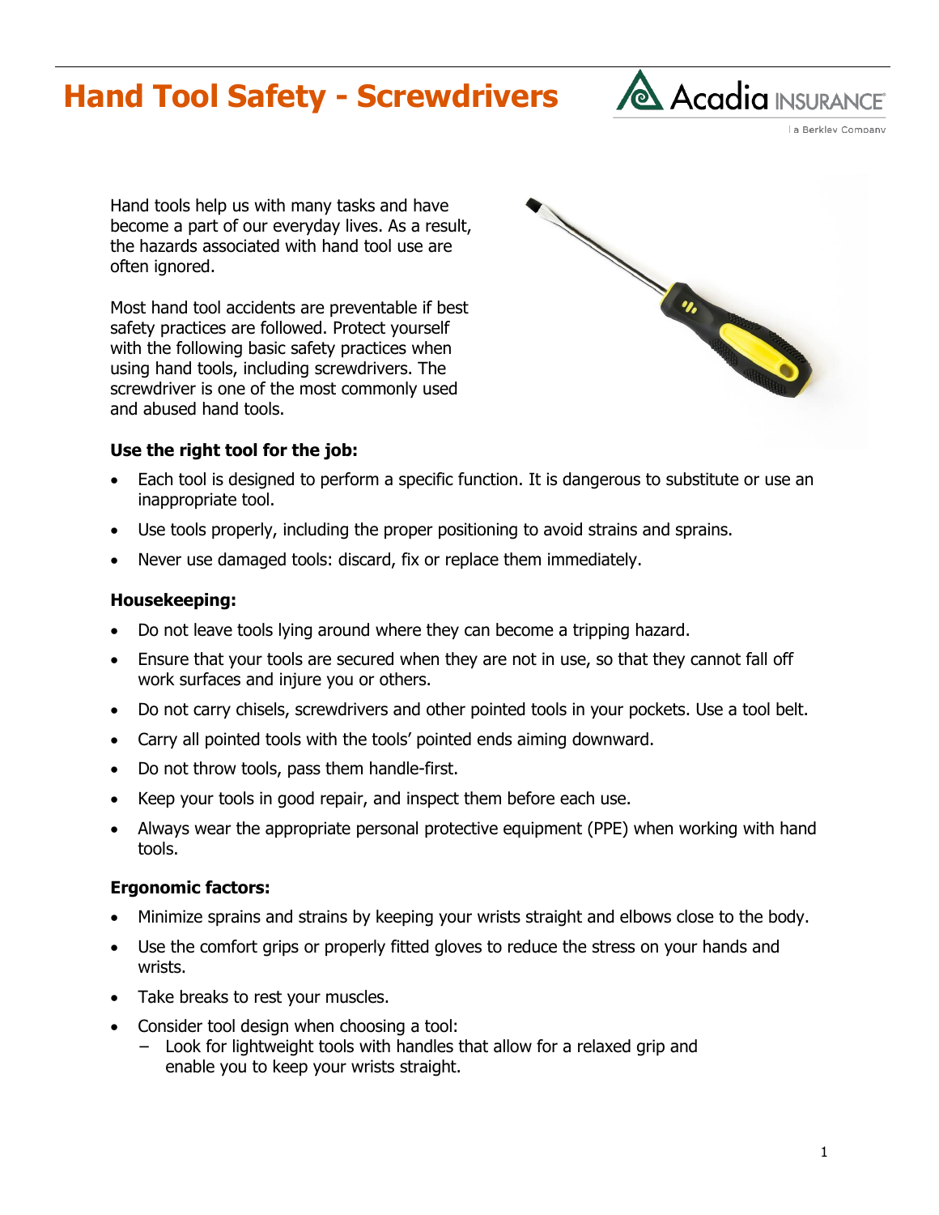# Hand Tool Safety - Screwdrivers

Hand tools help us with many tasks and have become a part of our everyday lives. As a result, the hazards associated with hand tool use are often ignored.

Most hand tool accidents are preventable if best safety practices are followed. Protect yourself with the following basic safety practices when using hand tools, including screwdrivers. The screwdriver is one of the most commonly used and abused hand tools.

**Use the right tool for the job:**

- Each tool is designed to perform a specific function. It is dangerous to substitute or use an inappropriate tool.
- Use tools properly, including the proper positioning to avoid strains and sprains.
- Never use damaged tools: discard, fix or replace them immediately.

**Housekeeping:**

- Do not leave tools lying around where they can become a tripping hazard.
- Ensure that your tools are secured when they are not in use, so that they cannot fall off work surfaces and injure you or others.
- Do not carry chisels, screwdrivers and other pointed tools in your pockets. Use a tool belt.
- Carry all pointed tools with the tools' pointed ends aiming downward.
- Do not throw tools, pass them handle-first.
- Keep your tools in good repair, and inspect them before each use.
- Always wear the appropriate personal protective equipment (PPE) when working with hand tools.

**Ergonomic factors:**

- Minimize sprains and strains by keeping your wrists straight and elbows close to the body.
- Use the comfort grips or properly fitted gloves to reduce the stress on your hands and wrists.
- Take breaks to rest your muscles.
- Consider tool design when choosing a tool:
  - Look for lightweight tools with handles that allow for a relaxed grip and enable you to keep your wrists straight.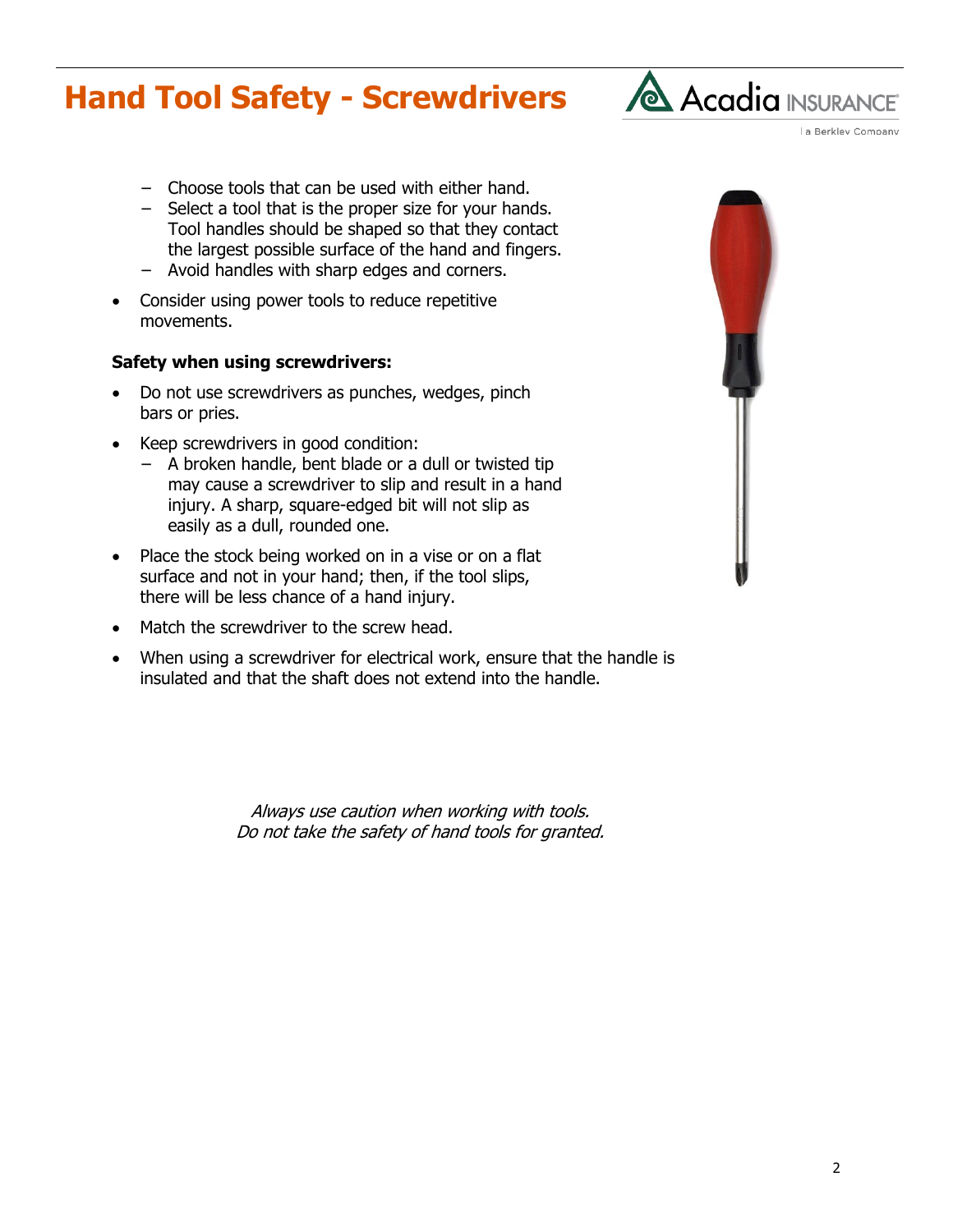# Hand Tool Safety - Screwdrivers

   - Choose tools that can be used with either hand.
   - Select a tool that is the proper size for your hands. Tool handles should be shaped so that they contact the largest possible surface of the hand and fingers.
   - Avoid handles with sharp edges and corners.
- Consider using power tools to reduce repetitive movements.

**Safety when using screwdrivers:**

- Do not use screwdrivers as punches, wedges, pinch bars or pries.
- Keep screwdrivers in good condition:
   - A broken handle, bent blade or a dull or twisted tip may cause a screwdriver to slip and result in a hand injury. A sharp, square-edged bit will not slip as easily as a dull, rounded one.
- Place the stock being worked on in a vise or on a flat surface and not in your hand; then, if the tool slips, there will be less chance of a hand injury.
- Match the screwdriver to the screw head.
- When using a screwdriver for electrical work, ensure that the handle is insulated and that the shaft does not extend into the handle.

*Always use caution when working with tools.*
*Do not take the safety of hand tools for granted.*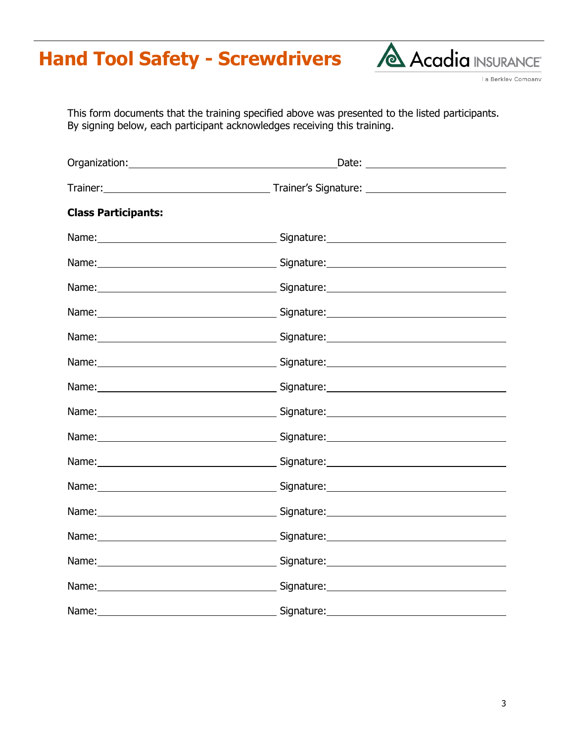# Hand Tool Safety - Screwdrivers

This form documents that the training specified above was presented to the listed participants. By signing below, each participant acknowledges receiving this training.

Organization:\_\_\_\_\_\_\_\_\_\_\_\_\_\_\_\_\_\_\_\_\_\_\_\_\_\_\_\_\_\_\_\_\_\_\_\_ Date: \_\_\_\_\_\_\_\_\_\_\_\_\_\_\_\_\_\_\_\_\_\_\_\_

Trainer:\_\_\_\_\_\_\_\_\_\_\_\_\_\_\_\_\_\_\_\_\_\_\_\_\_\_\_\_\_\_ Trainer's Signature: \_\_\_\_\_\_\_\_\_\_\_\_\_\_\_\_\_\_\_\_\_\_\_\_

**Class Participants:**

Name:\_\_\_\_\_\_\_\_\_\_\_\_\_\_\_\_\_\_\_\_\_\_\_\_\_\_\_\_\_\_ Signature:\_\_\_\_\_\_\_\_\_\_\_\_\_\_\_\_\_\_\_\_\_\_\_\_\_\_\_\_\_\_

Name:\_\_\_\_\_\_\_\_\_\_\_\_\_\_\_\_\_\_\_\_\_\_\_\_\_\_\_\_\_\_ Signature:\_\_\_\_\_\_\_\_\_\_\_\_\_\_\_\_\_\_\_\_\_\_\_\_\_\_\_\_\_\_

Name:\_\_\_\_\_\_\_\_\_\_\_\_\_\_\_\_\_\_\_\_\_\_\_\_\_\_\_\_\_\_ Signature:\_\_\_\_\_\_\_\_\_\_\_\_\_\_\_\_\_\_\_\_\_\_\_\_\_\_\_\_\_\_

Name:\_\_\_\_\_\_\_\_\_\_\_\_\_\_\_\_\_\_\_\_\_\_\_\_\_\_\_\_\_\_ Signature:\_\_\_\_\_\_\_\_\_\_\_\_\_\_\_\_\_\_\_\_\_\_\_\_\_\_\_\_\_\_

Name:\_\_\_\_\_\_\_\_\_\_\_\_\_\_\_\_\_\_\_\_\_\_\_\_\_\_\_\_\_\_ Signature:\_\_\_\_\_\_\_\_\_\_\_\_\_\_\_\_\_\_\_\_\_\_\_\_\_\_\_\_\_\_

Name:\_\_\_\_\_\_\_\_\_\_\_\_\_\_\_\_\_\_\_\_\_\_\_\_\_\_\_\_\_\_ Signature:\_\_\_\_\_\_\_\_\_\_\_\_\_\_\_\_\_\_\_\_\_\_\_\_\_\_\_\_\_\_

Name:\_\_\_\_\_\_\_\_\_\_\_\_\_\_\_\_\_\_\_\_\_\_\_\_\_\_\_\_\_\_ Signature:\_\_\_\_\_\_\_\_\_\_\_\_\_\_\_\_\_\_\_\_\_\_\_\_\_\_\_\_\_\_

Name:\_\_\_\_\_\_\_\_\_\_\_\_\_\_\_\_\_\_\_\_\_\_\_\_\_\_\_\_\_\_ Signature:\_\_\_\_\_\_\_\_\_\_\_\_\_\_\_\_\_\_\_\_\_\_\_\_\_\_\_\_\_\_

Name:\_\_\_\_\_\_\_\_\_\_\_\_\_\_\_\_\_\_\_\_\_\_\_\_\_\_\_\_\_\_ Signature:\_\_\_\_\_\_\_\_\_\_\_\_\_\_\_\_\_\_\_\_\_\_\_\_\_\_\_\_\_\_

Name:\_\_\_\_\_\_\_\_\_\_\_\_\_\_\_\_\_\_\_\_\_\_\_\_\_\_\_\_\_\_ Signature:\_\_\_\_\_\_\_\_\_\_\_\_\_\_\_\_\_\_\_\_\_\_\_\_\_\_\_\_\_\_

Name:\_\_\_\_\_\_\_\_\_\_\_\_\_\_\_\_\_\_\_\_\_\_\_\_\_\_\_\_\_\_ Signature:\_\_\_\_\_\_\_\_\_\_\_\_\_\_\_\_\_\_\_\_\_\_\_\_\_\_\_\_\_\_

Name:\_\_\_\_\_\_\_\_\_\_\_\_\_\_\_\_\_\_\_\_\_\_\_\_\_\_\_\_\_\_ Signature:\_\_\_\_\_\_\_\_\_\_\_\_\_\_\_\_\_\_\_\_\_\_\_\_\_\_\_\_\_\_

Name:\_\_\_\_\_\_\_\_\_\_\_\_\_\_\_\_\_\_\_\_\_\_\_\_\_\_\_\_\_\_ Signature:\_\_\_\_\_\_\_\_\_\_\_\_\_\_\_\_\_\_\_\_\_\_\_\_\_\_\_\_\_\_

Name:\_\_\_\_\_\_\_\_\_\_\_\_\_\_\_\_\_\_\_\_\_\_\_\_\_\_\_\_\_\_ Signature:\_\_\_\_\_\_\_\_\_\_\_\_\_\_\_\_\_\_\_\_\_\_\_\_\_\_\_\_\_\_

Name:\_\_\_\_\_\_\_\_\_\_\_\_\_\_\_\_\_\_\_\_\_\_\_\_\_\_\_\_\_\_ Signature:\_\_\_\_\_\_\_\_\_\_\_\_\_\_\_\_\_\_\_\_\_\_\_\_\_\_\_\_\_\_

Name:\_\_\_\_\_\_\_\_\_\_\_\_\_\_\_\_\_\_\_\_\_\_\_\_\_\_\_\_\_\_ Signature:\_\_\_\_\_\_\_\_\_\_\_\_\_\_\_\_\_\_\_\_\_\_\_\_\_\_\_\_\_\_